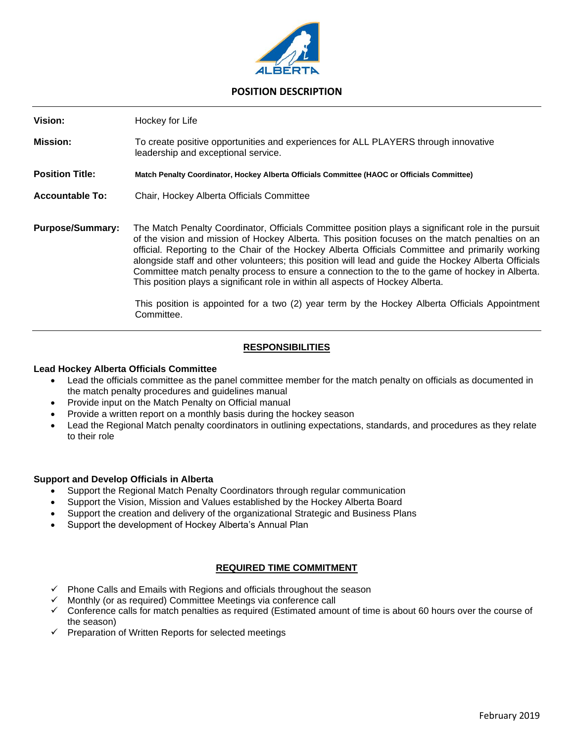ALBERTA

# POSITION DESCRIPTION

**Vision:** Hockey for Life

**Mission:** To create positive opportunities and experiences for ALL PLAYERS through innovative leadership and exceptional service.

**Position Title:** **Match Penalty Coordinator, Hockey Alberta Officials Committee (HAOC or Officials Committee)**

**Accountable To:** Chair, Hockey Alberta Officials Committee

**Purpose/Summary:** The Match Penalty Coordinator, Officials Committee position plays a significant role in the pursuit of the vision and mission of Hockey Alberta. This position focuses on the match penalties on an official. Reporting to the Chair of the Hockey Alberta Officials Committee and primarily working alongside staff and other volunteers; this position will lead and guide the Hockey Alberta Officials Committee match penalty process to ensure a connection to the to the game of hockey in Alberta. This position plays a significant role in within all aspects of Hockey Alberta.

This position is appointed for a two (2) year term by the Hockey Alberta Officials Appointment Committee.

## RESPONSIBILITIES

### Lead Hockey Alberta Officials Committee

- Lead the officials committee as the panel committee member for the match penalty on officials as documented in the match penalty procedures and guidelines manual
- Provide input on the Match Penalty on Official manual
- Provide a written report on a monthly basis during the hockey season
- Lead the Regional Match penalty coordinators in outlining expectations, standards, and procedures as they relate to their role

### Support and Develop Officials in Alberta

- Support the Regional Match Penalty Coordinators through regular communication
- Support the Vision, Mission and Values established by the Hockey Alberta Board
- Support the creation and delivery of the organizational Strategic and Business Plans
- Support the development of Hockey Alberta's Annual Plan

## REQUIRED TIME COMMITMENT

- ✓ Phone Calls and Emails with Regions and officials throughout the season
- ✓ Monthly (or as required) Committee Meetings via conference call
- ✓ Conference calls for match penalties as required (Estimated amount of time is about 60 hours over the course of the season)
- ✓ Preparation of Written Reports for selected meetings

February 2019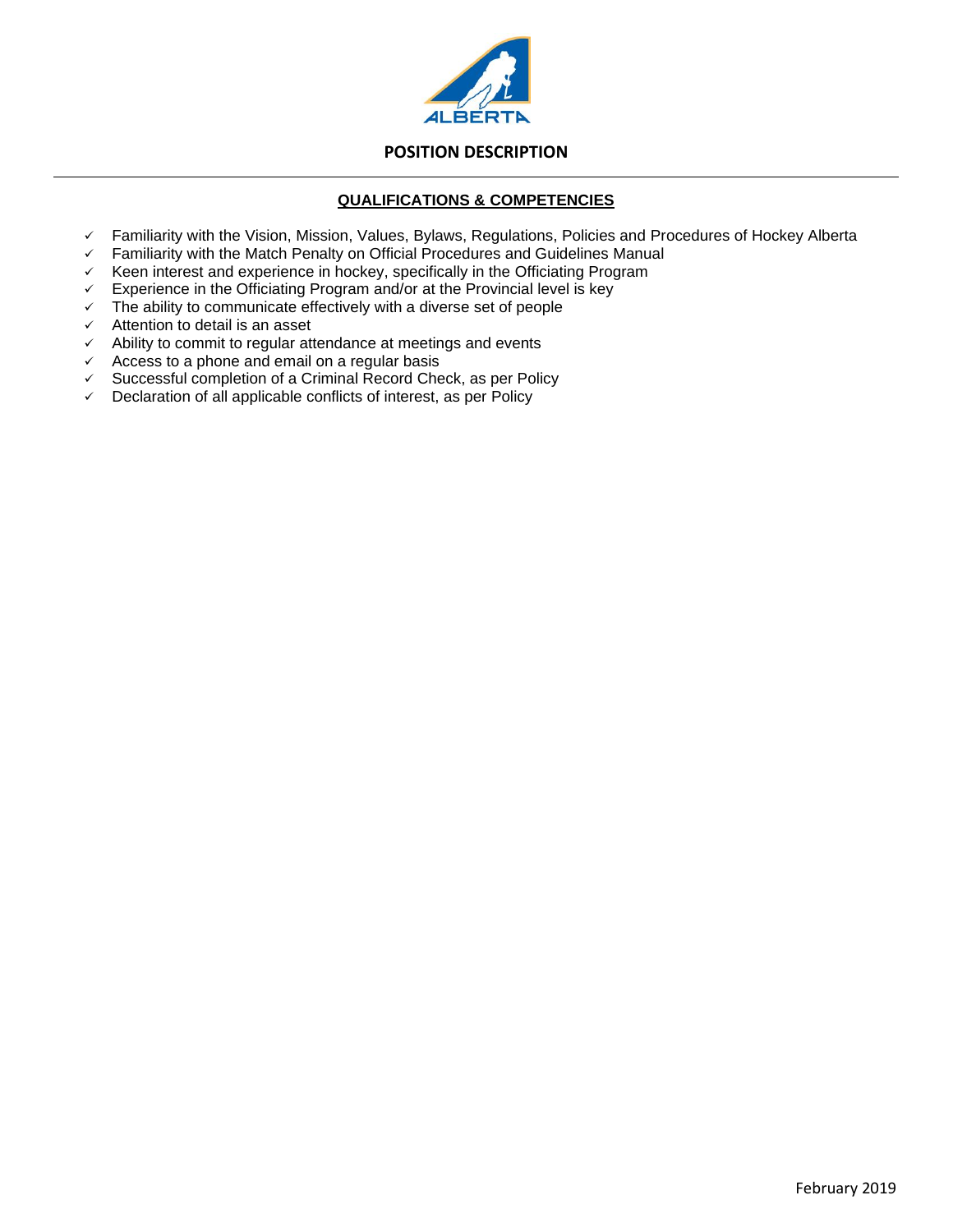**POSITION DESCRIPTION**

---

## QUALIFICATIONS & COMPETENCIES

- ✓ Familiarity with the Vision, Mission, Values, Bylaws, Regulations, Policies and Procedures of Hockey Alberta
- ✓ Familiarity with the Match Penalty on Official Procedures and Guidelines Manual
- ✓ Keen interest and experience in hockey, specifically in the Officiating Program
- ✓ Experience in the Officiating Program and/or at the Provincial level is key
- ✓ The ability to communicate effectively with a diverse set of people
- ✓ Attention to detail is an asset
- ✓ Ability to commit to regular attendance at meetings and events
- ✓ Access to a phone and email on a regular basis
- ✓ Successful completion of a Criminal Record Check, as per Policy
- ✓ Declaration of all applicable conflicts of interest, as per Policy

February 2019